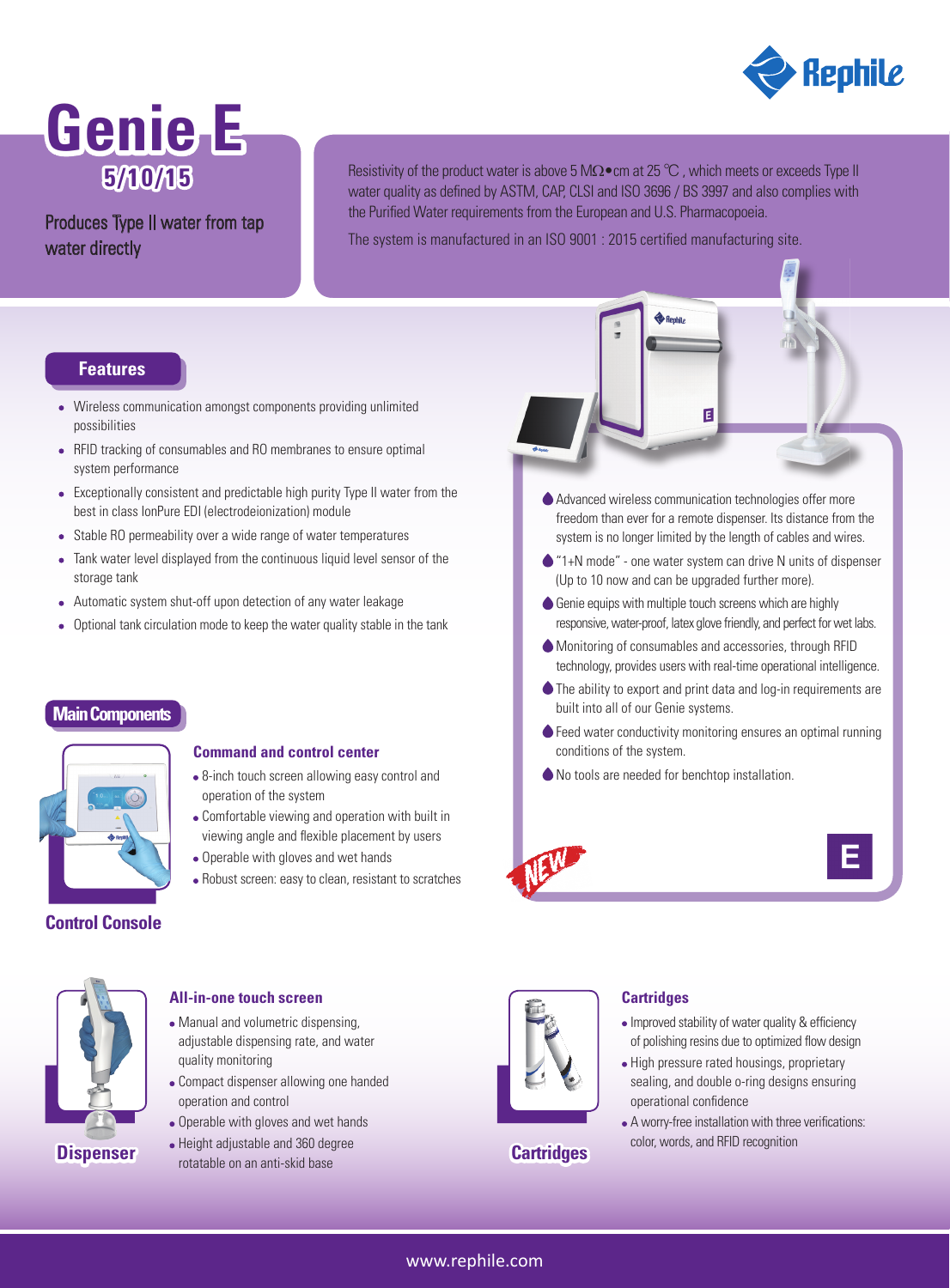Rephile

# Genie E

## 5/10/15

Produces Type II water from tap water directly

Resistivity of the product water is above 5 MΩ•cm at 25 ℃, which meets or exceeds Type II water quality as defined by ASTM, CAP, CLSI and ISO 3696 / BS 3997 and also complies with the Purified Water requirements from the European and U.S. Pharmacopoeia.

The system is manufactured in an ISO 9001 : 2015 certified manufacturing site.

## Features

- Wireless communication amongst components providing unlimited possibilities
- RFID tracking of consumables and RO membranes to ensure optimal system performance
- Exceptionally consistent and predictable high purity Type II water from the best in class IonPure EDI (electrodeionization) module
- Stable RO permeability over a wide range of water temperatures
- Tank water level displayed from the continuous liquid level sensor of the storage tank
- Automatic system shut-off upon detection of any water leakage
- Optional tank circulation mode to keep the water quality stable in the tank

- Advanced wireless communication technologies offer more freedom than ever for a remote dispenser. Its distance from the system is no longer limited by the length of cables and wires.
- "1+N mode" - one water system can drive N units of dispenser (Up to 10 now and can be upgraded further more).
- Genie equips with multiple touch screens which are highly responsive, water-proof, latex glove friendly, and perfect for wet labs.
- Monitoring of consumables and accessories, through RFID technology, provides users with real-time operational intelligence.
- The ability to export and print data and log-in requirements are built into all of our Genie systems.
- Feed water conductivity monitoring ensures an optimal running conditions of the system.
- No tools are needed for benchtop installation.

NEW

E

## Main Components

### Control Console

**Command and control center**

- 8-inch touch screen allowing easy control and operation of the system
- Comfortable viewing and operation with built in viewing angle and flexible placement by users
- Operable with gloves and wet hands
- Robust screen: easy to clean, resistant to scratches

### Dispenser

**All-in-one touch screen**

- Manual and volumetric dispensing, adjustable dispensing rate, and water quality monitoring
- Compact dispenser allowing one handed operation and control
- Operable with gloves and wet hands
- Height adjustable and 360 degree rotatable on an anti-skid base

### Cartridges

**Cartridges**

- Improved stability of water quality & efficiency of polishing resins due to optimized flow design
- High pressure rated housings, proprietary sealing, and double o-ring designs ensuring operational confidence
- A worry-free installation with three verifications: color, words, and RFID recognition

www.rephile.com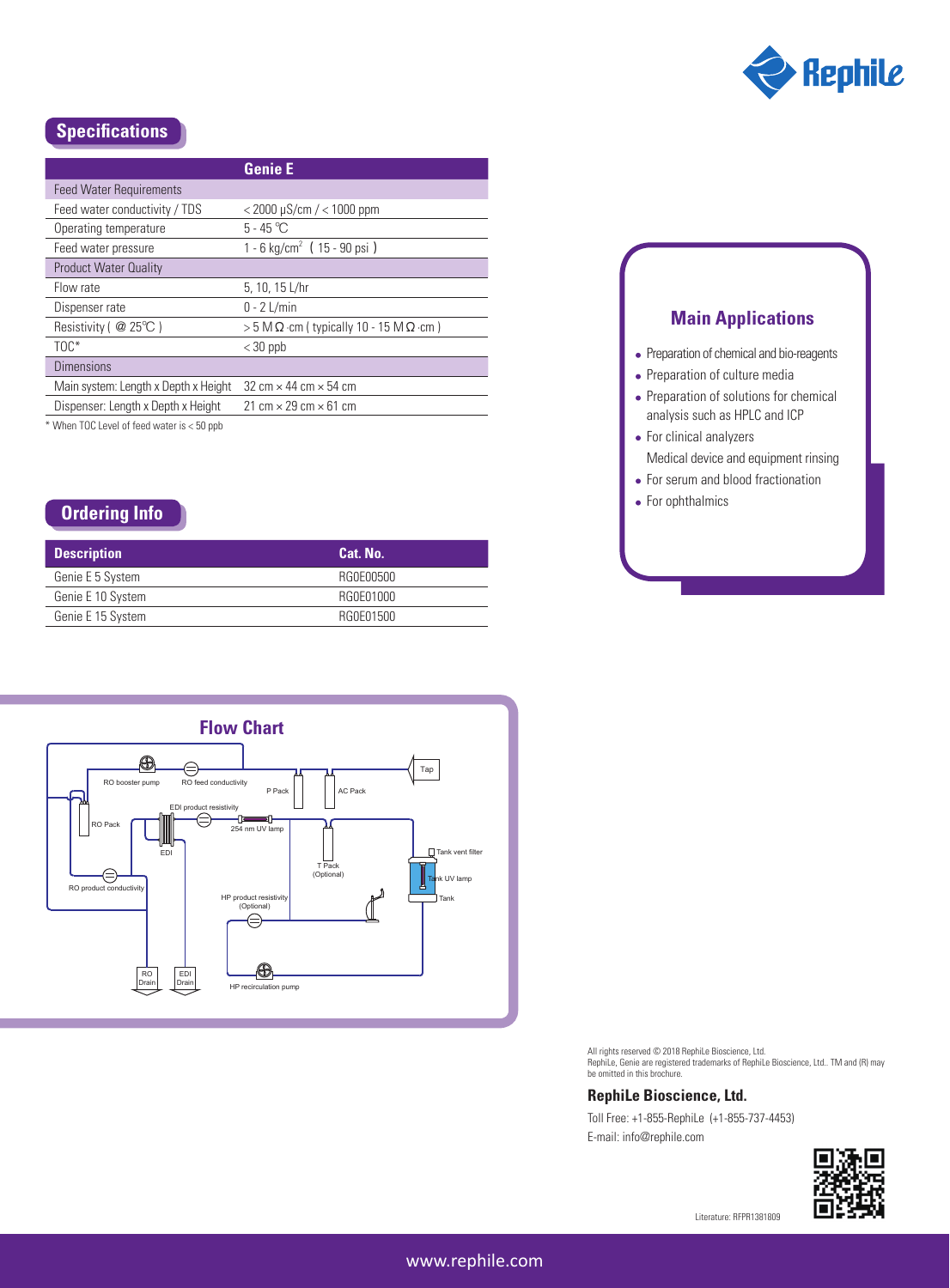## Specifications

| | Genie E |
|---|---|
| Feed Water Requirements | |
| Feed water conductivity / TDS | < 2000 μS/cm / < 1000 ppm |
| Operating temperature | 5 - 45 ℃ |
| Feed water pressure | 1 - 6 kg/cm$^2$ （15 - 90 psi） |
| Product Water Quality | |
| Flow rate | 5, 10, 15 L/hr |
| Dispenser rate | 0 - 2 L/min |
| Resistivity（ @ 25℃ ） | > 5 MΩ·cm ( typically 10 - 15 MΩ·cm ) |
| TOC* | < 30 ppb |
| Dimensions | |
| Main system: Length x Depth x Height | 32 cm × 44 cm × 54 cm |
| Dispenser: Length x Depth x Height | 21 cm × 29 cm × 61 cm |

* When TOC Level of feed water is < 50 ppb

## Ordering Info

| Description | Cat. No. |
|---|---|
| Genie E 5 System | RG0E00500 |
| Genie E 10 System | RG0E01000 |
| Genie E 15 System | RG0E01500 |

## Main Applications

- Preparation of chemical and bio-reagents
- Preparation of culture media
- Preparation of solutions for chemical analysis such as HPLC and ICP
- For clinical analyzers
  Medical device and equipment rinsing
- For serum and blood fractionation
- For ophthalmics

## Flow Chart

RO booster pump
RO feed conductivity
P Pack
AC Pack
Tap
EDI product resistivity
RO Pack
254 nm UV lamp
EDI
T Pack
(Optional)
Tank vent filter
Tank UV lamp
Tank
RO product conductivity
HP product resistivity
(Optional)
RO Drain
EDI Drain
HP recirculation pump

All rights reserved © 2018 RephiLe Bioscience, Ltd.
RephiLe, Genie are registered trademarks of RephiLe Bioscience, Ltd.. TM and (R) may be omitted in this brochure.

### RephiLe Bioscience, Ltd.

Toll Free: +1-855-RephiLe (+1-855-737-4453)
E-mail: info@rephile.com

Literature: RFPR1381809

www.rephile.com